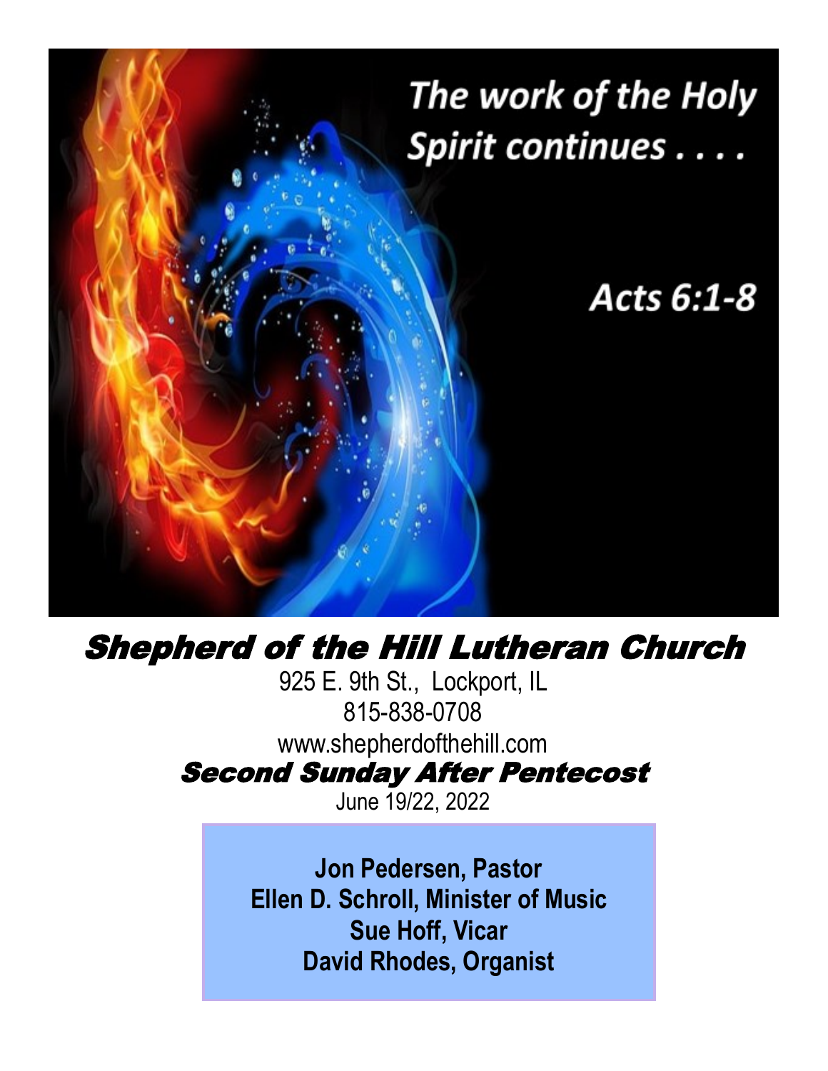The work of the Holy Spirit continues . . . .

Acts 6:1-8

# Shepherd of the Hill Lutheran Church

925 E. 9th St., Lockport, IL
815-838-0708
www.shepherdofthehill.com

## Second Sunday After Pentecost

June 19/22, 2022

**Jon Pedersen, Pastor**
**Ellen D. Schroll, Minister of Music**
**Sue Hoff, Vicar**
**David Rhodes, Organist**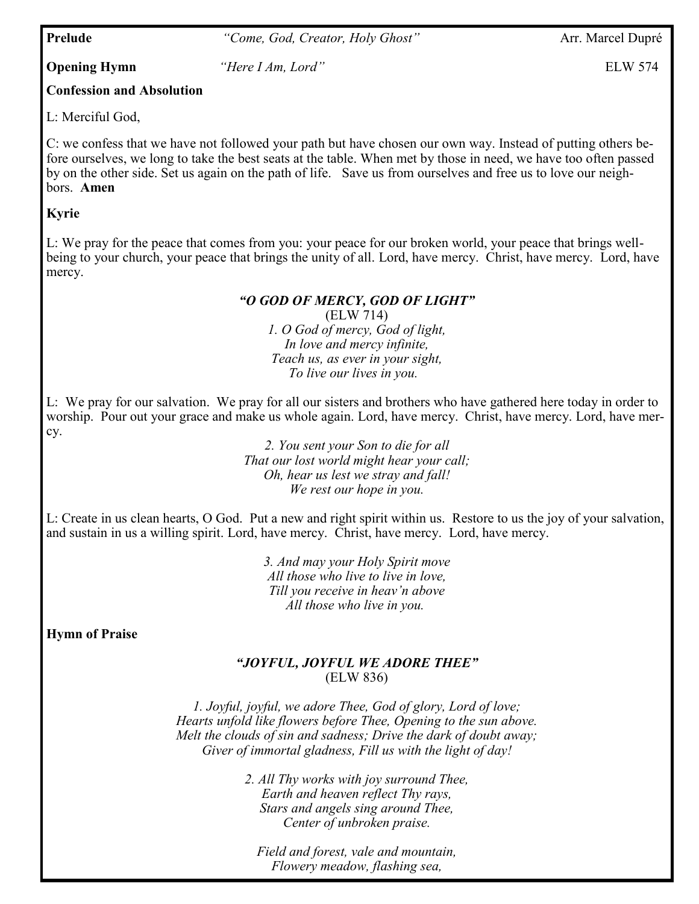**Prelude** *"Come, God, Creator, Holy Ghost"* Arr. Marcel Dupré

**Opening Hymn** *"Here I Am, Lord"* ELW 574

**Confession and Absolution**

L: Merciful God,

C: we confess that we have not followed your path but have chosen our own way. Instead of putting others before ourselves, we long to take the best seats at the table. When met by those in need, we have too often passed by on the other side. Set us again on the path of life. Save us from ourselves and free us to love our neighbors. **Amen**

**Kyrie**

L: We pray for the peace that comes from you: your peace for our broken world, your peace that brings well-being to your church, your peace that brings the unity of all. Lord, have mercy. Christ, have mercy. Lord, have mercy.

***"O GOD OF MERCY, GOD OF LIGHT"***
(ELW 714)

*1. O God of mercy, God of light,*
*In love and mercy infinite,*
*Teach us, as ever in your sight,*
*To live our lives in you.*

L: We pray for our salvation. We pray for all our sisters and brothers who have gathered here today in order to worship. Pour out your grace and make us whole again. Lord, have mercy. Christ, have mercy. Lord, have mercy.

*2. You sent your Son to die for all*
*That our lost world might hear your call;*
*Oh, hear us lest we stray and fall!*
*We rest our hope in you.*

L: Create in us clean hearts, O God. Put a new and right spirit within us. Restore to us the joy of your salvation, and sustain in us a willing spirit. Lord, have mercy. Christ, have mercy. Lord, have mercy.

*3. And may your Holy Spirit move*
*All those who live to live in love,*
*Till you receive in heav'n above*
*All those who live in you.*

**Hymn of Praise**

***"JOYFUL, JOYFUL WE ADORE THEE"***
(ELW 836)

*1. Joyful, joyful, we adore Thee, God of glory, Lord of love;*
*Hearts unfold like flowers before Thee, Opening to the sun above.*
*Melt the clouds of sin and sadness; Drive the dark of doubt away;*
*Giver of immortal gladness, Fill us with the light of day!*

*2. All Thy works with joy surround Thee,*
*Earth and heaven reflect Thy rays,*
*Stars and angels sing around Thee,*
*Center of unbroken praise.*

*Field and forest, vale and mountain,*
*Flowery meadow, flashing sea,*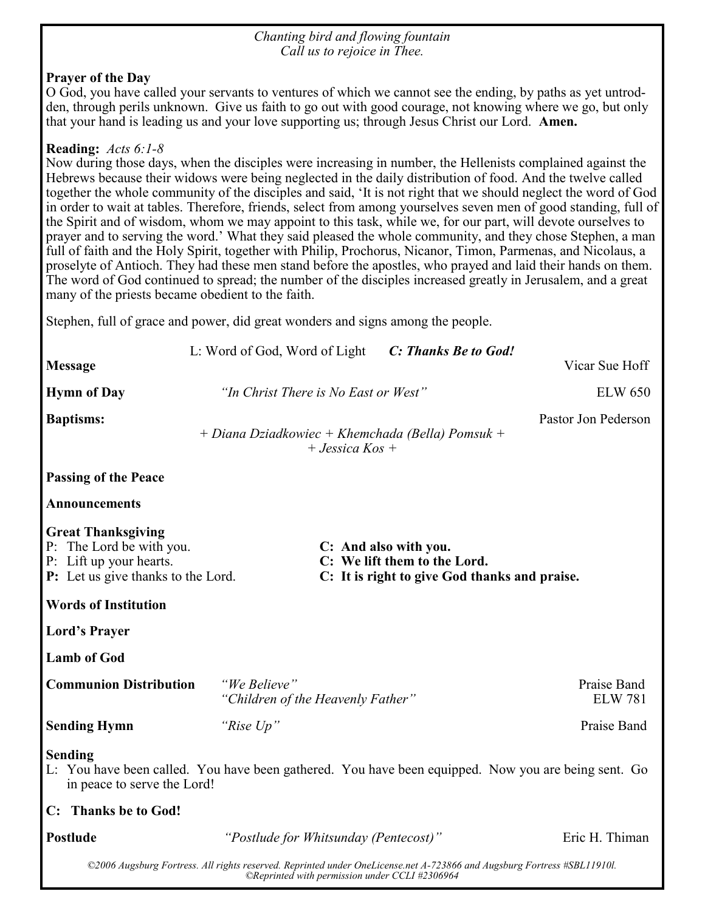*Chanting bird and flowing fountain*
*Call us to rejoice in Thee.*

**Prayer of the Day**
O God, you have called your servants to ventures of which we cannot see the ending, by paths as yet untrodden, through perils unknown. Give us faith to go out with good courage, not knowing where we go, but only that your hand is leading us and your love supporting us; through Jesus Christ our Lord. **Amen.**

**Reading:** *Acts 6:1-8*
Now during those days, when the disciples were increasing in number, the Hellenists complained against the Hebrews because their widows were being neglected in the daily distribution of food. And the twelve called together the whole community of the disciples and said, 'It is not right that we should neglect the word of God in order to wait at tables. Therefore, friends, select from among yourselves seven men of good standing, full of the Spirit and of wisdom, whom we may appoint to this task, while we, for our part, will devote ourselves to prayer and to serving the word.' What they said pleased the whole community, and they chose Stephen, a man full of faith and the Holy Spirit, together with Philip, Prochorus, Nicanor, Timon, Parmenas, and Nicolaus, a proselyte of Antioch. They had these men stand before the apostles, who prayed and laid their hands on them. The word of God continued to spread; the number of the disciples increased greatly in Jerusalem, and a great many of the priests became obedient to the faith.

Stephen, full of grace and power, did great wonders and signs among the people.

L: Word of God, Word of Light ***C: Thanks Be to God!***

**Message** — Vicar Sue Hoff

**Hymn of Day** — *"In Christ There is No East or West"* — ELW 650

**Baptisms:** — Pastor Jon Pederson

*+ Diana Dziadkowiec + Khemchada (Bella) Pomsuk +*
*+ Jessica Kos +*

**Passing of the Peace**

**Announcements**

**Great Thanksgiving**
P: The Lord be with you. — **C: And also with you.**
P: Lift up your hearts. — **C: We lift them to the Lord.**
**P:** Let us give thanks to the Lord. — **C: It is right to give God thanks and praise.**

**Words of Institution**

**Lord's Prayer**

**Lamb of God**

**Communion Distribution** — *"We Believe"* — Praise Band
*"Children of the Heavenly Father"* — ELW 781

**Sending Hymn** — *"Rise Up"* — Praise Band

**Sending**
L: You have been called. You have been gathered. You have been equipped. Now you are being sent. Go in peace to serve the Lord!

**C: Thanks be to God!**

**Postlude** — *"Postlude for Whitsunday (Pentecost)"* — Eric H. Thiman

*©2006 Augsburg Fortress. All rights reserved. Reprinted under OneLicense.net A-723866 and Augsburg Fortress #SBL11910l.*
*©Reprinted with permission under CCLI #2306964*